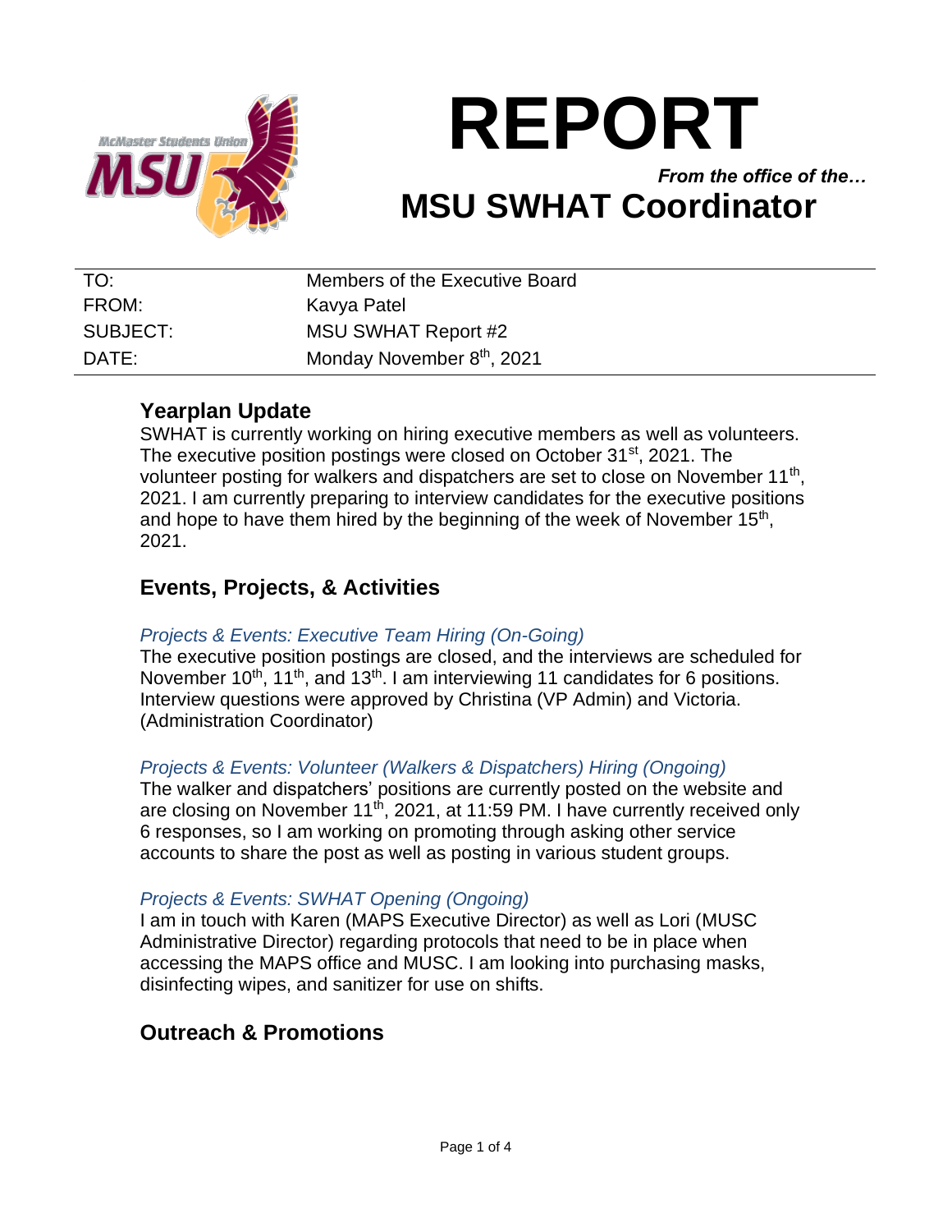# REPORT

*From the office of the…*

## MSU SWHAT Coordinator

| | |
|---|---|
| TO: | Members of the Executive Board |
| FROM: | Kavya Patel |
| SUBJECT: | MSU SWHAT Report #2 |
| DATE: | Monday November 8th, 2021 |

## Yearplan Update

SWHAT is currently working on hiring executive members as well as volunteers. The executive position postings were closed on October 31st, 2021. The volunteer posting for walkers and dispatchers are set to close on November 11th, 2021. I am currently preparing to interview candidates for the executive positions and hope to have them hired by the beginning of the week of November 15th, 2021.

## Events, Projects, & Activities

### *Projects & Events: Executive Team Hiring (On-Going)*

The executive position postings are closed, and the interviews are scheduled for November 10th, 11th, and 13th. I am interviewing 11 candidates for 6 positions. Interview questions were approved by Christina (VP Admin) and Victoria. (Administration Coordinator)

### *Projects & Events: Volunteer (Walkers & Dispatchers) Hiring (Ongoing)*

The walker and dispatchers' positions are currently posted on the website and are closing on November 11th, 2021, at 11:59 PM. I have currently received only 6 responses, so I am working on promoting through asking other service accounts to share the post as well as posting in various student groups.

### *Projects & Events: SWHAT Opening (Ongoing)*

I am in touch with Karen (MAPS Executive Director) as well as Lori (MUSC Administrative Director) regarding protocols that need to be in place when accessing the MAPS office and MUSC. I am looking into purchasing masks, disinfecting wipes, and sanitizer for use on shifts.

## Outreach & Promotions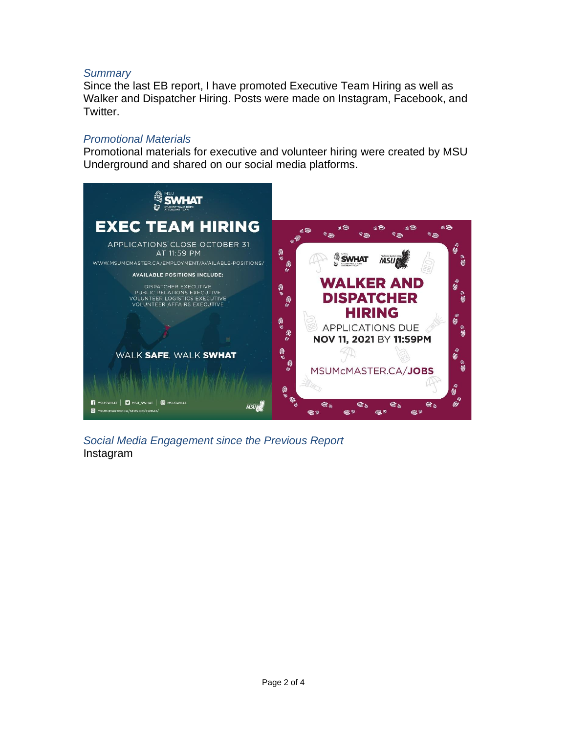### *Summary*

Since the last EB report, I have promoted Executive Team Hiring as well as Walker and Dispatcher Hiring. Posts were made on Instagram, Facebook, and Twitter.

### *Promotional Materials*

Promotional materials for executive and volunteer hiring were created by MSU Underground and shared on our social media platforms.

### *Social Media Engagement since the Previous Report*

Instagram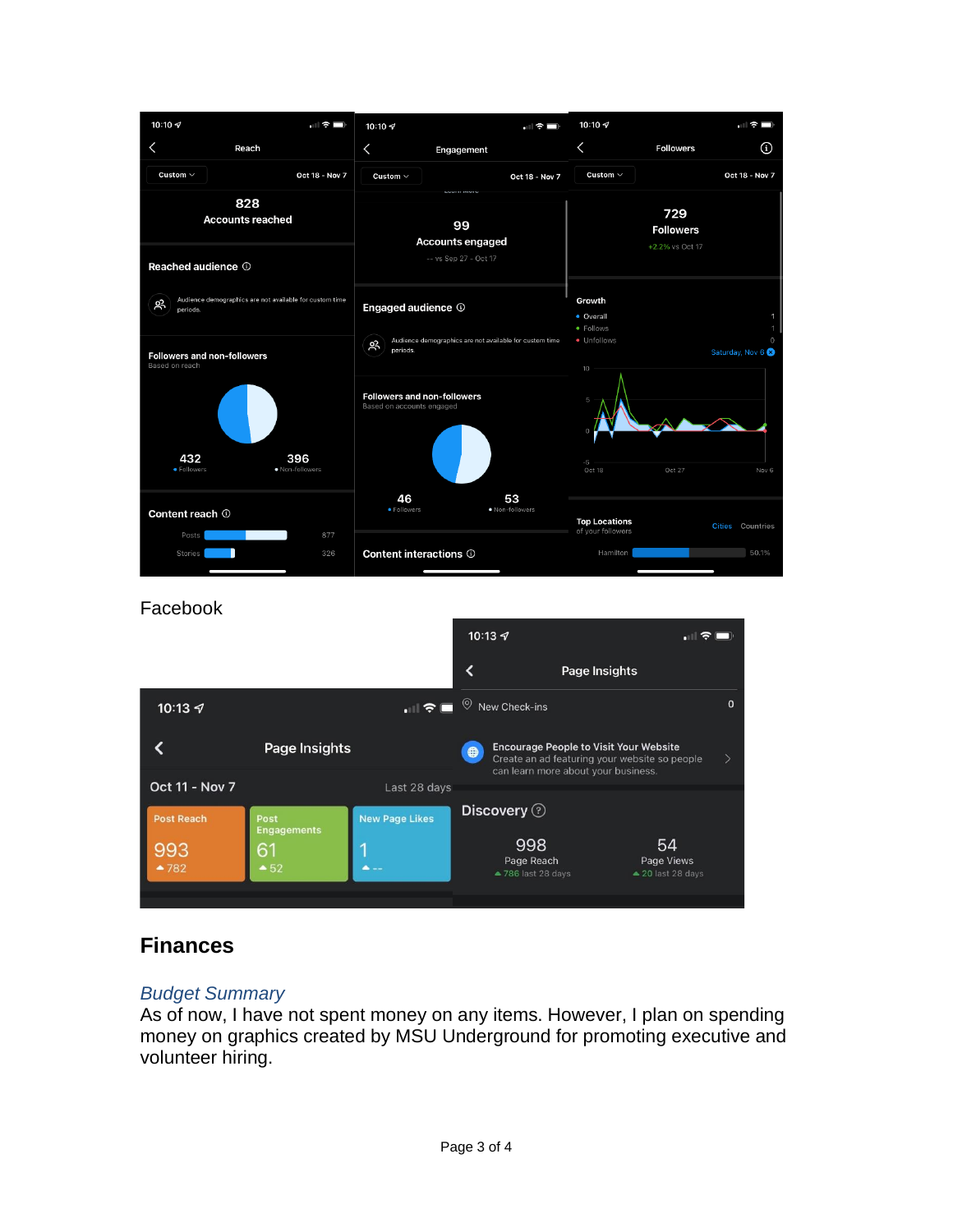Facebook

## Finances

### *Budget Summary*

As of now, I have not spent money on any items. However, I plan on spending money on graphics created by MSU Underground for promoting executive and volunteer hiring.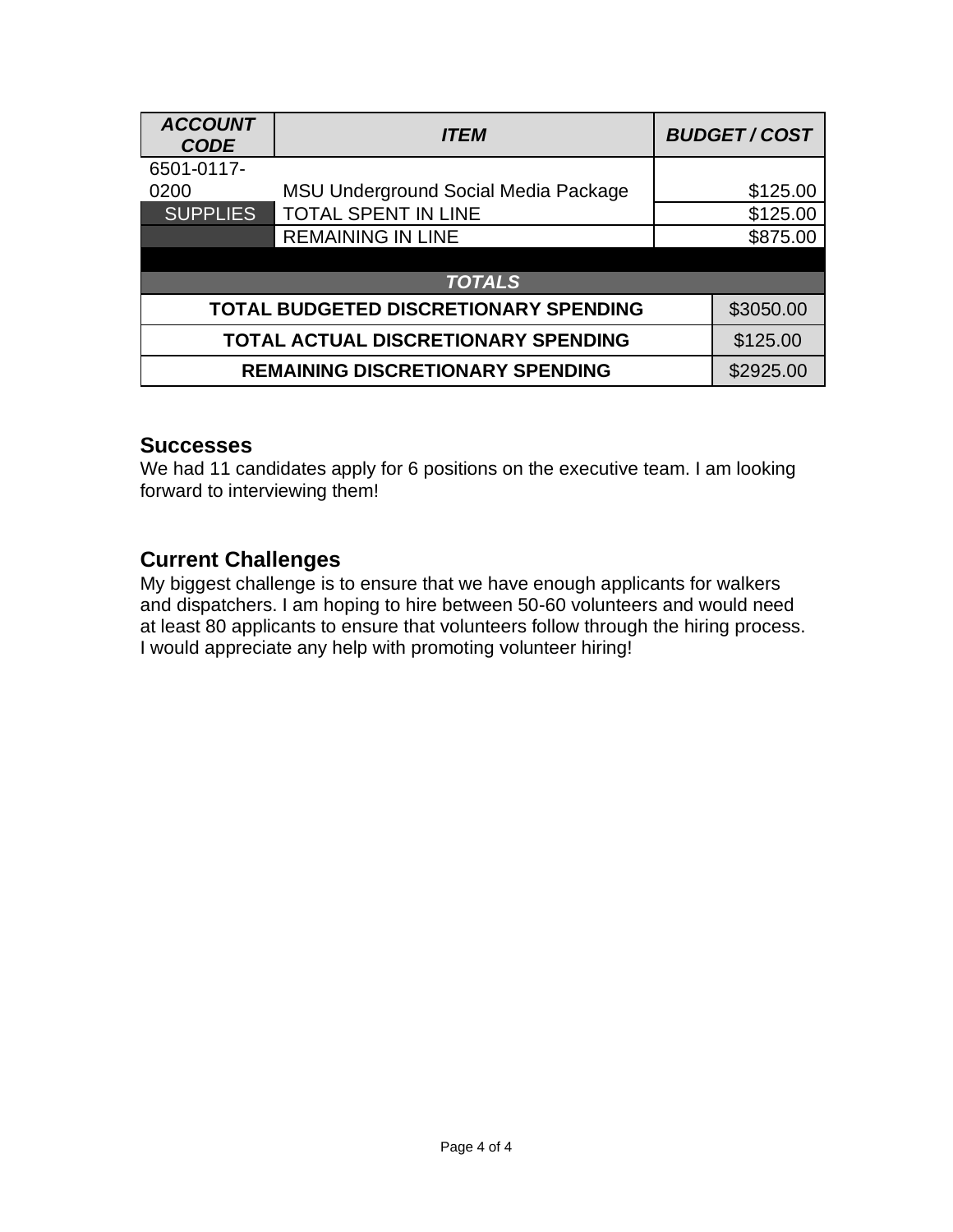| ACCOUNT CODE | ITEM | BUDGET / COST |
| --- | --- | --- |
| 6501-0117-0200 | MSU Underground Social Media Package | $125.00 |
| SUPPLIES | TOTAL SPENT IN LINE | $125.00 |
| | REMAINING IN LINE | $875.00 |

| TOTALS | |
| --- | --- |
| TOTAL BUDGETED DISCRETIONARY SPENDING | $3050.00 |
| TOTAL ACTUAL DISCRETIONARY SPENDING | $125.00 |
| REMAINING DISCRETIONARY SPENDING | $2925.00 |

## Successes

We had 11 candidates apply for 6 positions on the executive team. I am looking forward to interviewing them!

## Current Challenges

My biggest challenge is to ensure that we have enough applicants for walkers and dispatchers. I am hoping to hire between 50-60 volunteers and would need at least 80 applicants to ensure that volunteers follow through the hiring process. I would appreciate any help with promoting volunteer hiring!